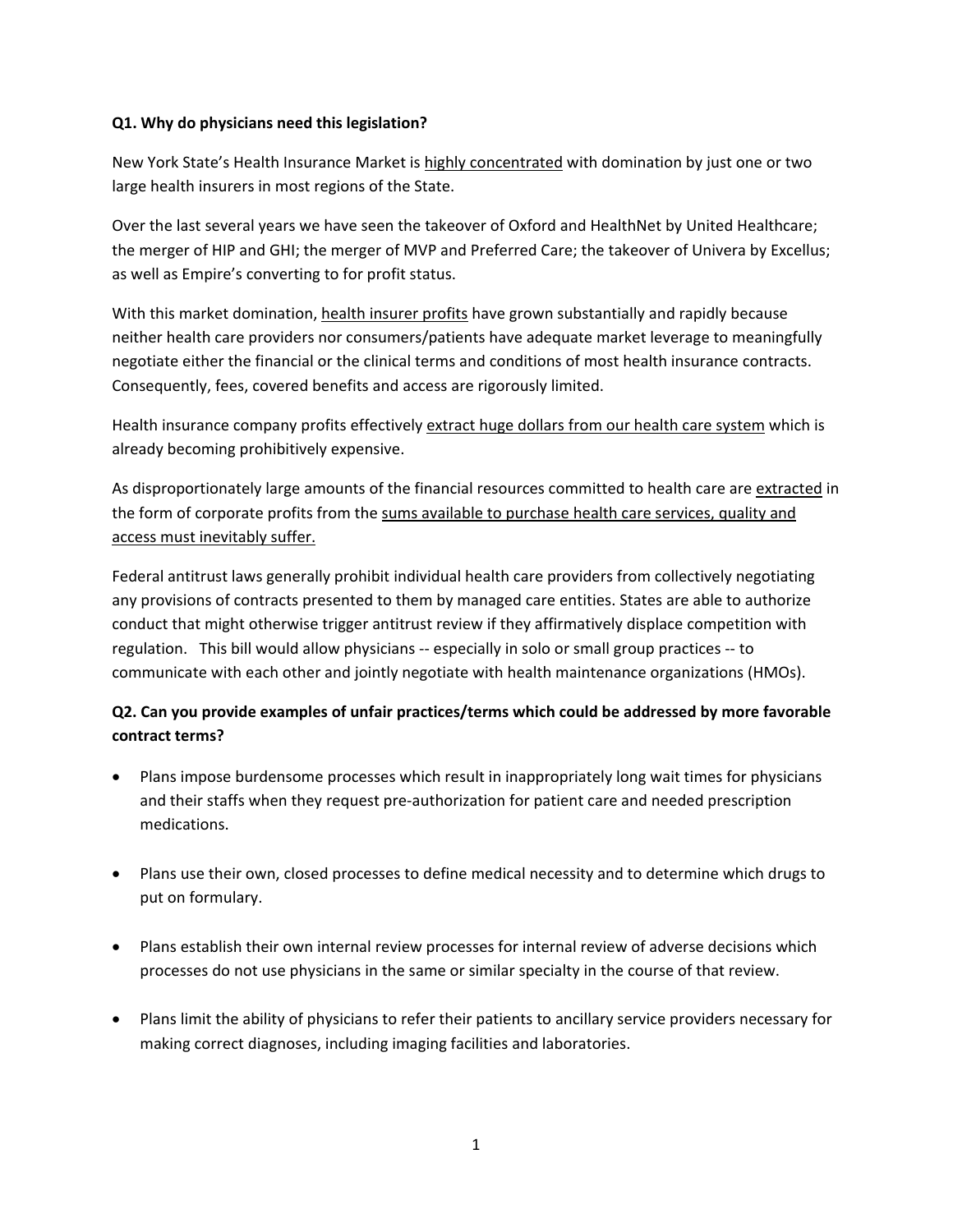**Q1. Why do physicians need this legislation?**

New York State's Health Insurance Market is <u>highly concentrated</u> with domination by just one or two large health insurers in most regions of the State.

Over the last several years we have seen the takeover of Oxford and HealthNet by United Healthcare; the merger of HIP and GHI; the merger of MVP and Preferred Care; the takeover of Univera by Excellus; as well as Empire's converting to for profit status.

With this market domination, <u>health insurer profits</u> have grown substantially and rapidly because neither health care providers nor consumers/patients have adequate market leverage to meaningfully negotiate either the financial or the clinical terms and conditions of most health insurance contracts. Consequently, fees, covered benefits and access are rigorously limited.

Health insurance company profits effectively <u>extract huge dollars from our health care system</u> which is already becoming prohibitively expensive.

As disproportionately large amounts of the financial resources committed to health care are <u>extracted</u> in the form of corporate profits from the <u>sums available to purchase health care services, quality and access must inevitably suffer.</u>

Federal antitrust laws generally prohibit individual health care providers from collectively negotiating any provisions of contracts presented to them by managed care entities. States are able to authorize conduct that might otherwise trigger antitrust review if they affirmatively displace competition with regulation. This bill would allow physicians -- especially in solo or small group practices -- to communicate with each other and jointly negotiate with health maintenance organizations (HMOs).

**Q2. Can you provide examples of unfair practices/terms which could be addressed by more favorable contract terms?**

- Plans impose burdensome processes which result in inappropriately long wait times for physicians and their staffs when they request pre-authorization for patient care and needed prescription medications.

- Plans use their own, closed processes to define medical necessity and to determine which drugs to put on formulary.

- Plans establish their own internal review processes for internal review of adverse decisions which processes do not use physicians in the same or similar specialty in the course of that review.

- Plans limit the ability of physicians to refer their patients to ancillary service providers necessary for making correct diagnoses, including imaging facilities and laboratories.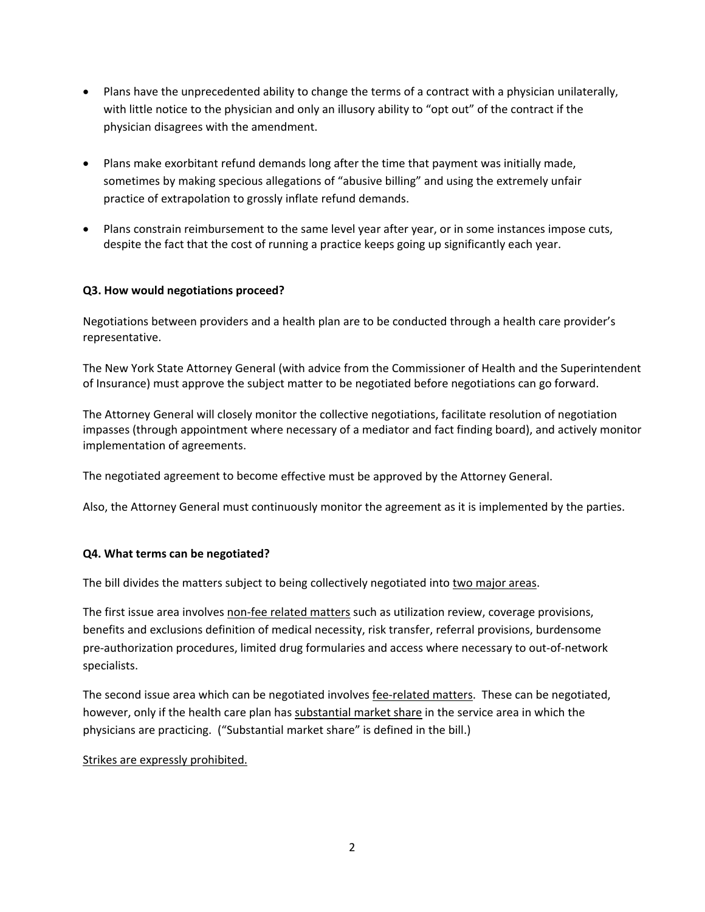- Plans have the unprecedented ability to change the terms of a contract with a physician unilaterally, with little notice to the physician and only an illusory ability to "opt out" of the contract if the physician disagrees with the amendment.

- Plans make exorbitant refund demands long after the time that payment was initially made, sometimes by making specious allegations of "abusive billing" and using the extremely unfair practice of extrapolation to grossly inflate refund demands.

- Plans constrain reimbursement to the same level year after year, or in some instances impose cuts, despite the fact that the cost of running a practice keeps going up significantly each year.

**Q3. How would negotiations proceed?**

Negotiations between providers and a health plan are to be conducted through a health care provider's representative.

The New York State Attorney General (with advice from the Commissioner of Health and the Superintendent of Insurance) must approve the subject matter to be negotiated before negotiations can go forward.

The Attorney General will closely monitor the collective negotiations, facilitate resolution of negotiation impasses (through appointment where necessary of a mediator and fact finding board), and actively monitor implementation of agreements.

The negotiated agreement to become effective must be approved by the Attorney General.

Also, the Attorney General must continuously monitor the agreement as it is implemented by the parties.

**Q4. What terms can be negotiated?**

The bill divides the matters subject to being collectively negotiated into <u>two major areas</u>.

The first issue area involves <u>non-fee related matters</u> such as utilization review, coverage provisions, benefits and exclusions definition of medical necessity, risk transfer, referral provisions, burdensome pre-authorization procedures, limited drug formularies and access where necessary to out-of-network specialists.

The second issue area which can be negotiated involves <u>fee-related matters</u>. These can be negotiated, however, only if the health care plan has <u>substantial market share</u> in the service area in which the physicians are practicing. ("Substantial market share" is defined in the bill.)

<u>Strikes are expressly prohibited.</u>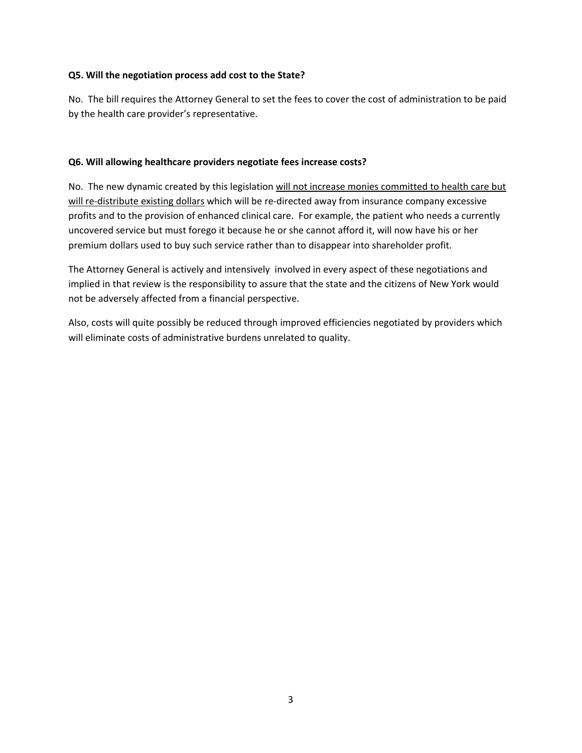**Q5. Will the negotiation process add cost to the State?**

No. The bill requires the Attorney General to set the fees to cover the cost of administration to be paid by the health care provider's representative.

**Q6. Will allowing healthcare providers negotiate fees increase costs?**

No. The new dynamic created by this legislation <u>will not increase monies committed to health care but will re-distribute existing dollars</u> which will be re-directed away from insurance company excessive profits and to the provision of enhanced clinical care. For example, the patient who needs a currently uncovered service but must forego it because he or she cannot afford it, will now have his or her premium dollars used to buy such service rather than to disappear into shareholder profit.

The Attorney General is actively and intensively involved in every aspect of these negotiations and implied in that review is the responsibility to assure that the state and the citizens of New York would not be adversely affected from a financial perspective.

Also, costs will quite possibly be reduced through improved efficiencies negotiated by providers which will eliminate costs of administrative burdens unrelated to quality.